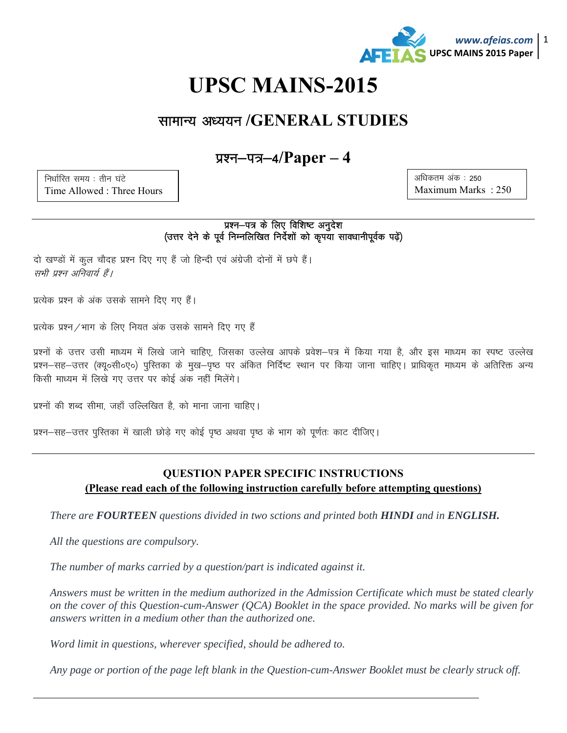# UPSC MAINS-2015

## सामान्य अध्ययन /GENERAL STUDIES

### प्रश्न–पत्र–4/Paper – 4

| निर्धारित समय : तीन घंटे<br>Time Allowed : Three Hours | अधिकतम अंक : 250<br>Maximum Marks : 250 |
|---|---|

**प्रश्न–पत्र के लिए विशिष्ट अनुदेश**
**(उत्तर देने के पूर्व निम्नलिखित निर्देशों को कृपया सावधानीपूर्वक पढ़ें)**

दो खण्डों में कुल चौदह प्रश्न दिए गए हैं जो हिन्दी एवं अंग्रेजी दोनों में छपे हैं।
*सभी प्रश्न अनिवार्य हैं।*

प्रत्येक प्रश्न के अंक उसके सामने दिए गए हैं।

प्रत्येक प्रश्न/भाग के लिए नियत अंक उसके सामने दिए गए हैं

प्रश्नों के उत्तर उसी माध्यम में लिखे जाने चाहिए, जिसका उल्लेख आपके प्रवेश–पत्र में किया गया है, और इस माध्यम का स्पष्ट उल्लेख प्रश्न–सह–उत्तर (क्यू०सी०ए०) पुस्तिका के मुख–पृष्ठ पर अंकित निर्दिष्ट स्थान पर किया जाना चाहिए। प्राधिकृत माध्यम के अतिरिक्त अन्य किसी माध्यम में लिखे गए उत्तर पर कोई अंक नहीं मिलेंगे।

प्रश्नों की शब्द सीमा, जहाँ उल्लिखित है, को माना जाना चाहिए।

प्रश्न–सह–उत्तर पुस्तिका में खाली छोड़े गए कोई पृष्ठ अथवा पृष्ठ के भाग को पूर्णतः काट दीजिए।

**QUESTION PAPER SPECIFIC INSTRUCTIONS**
**(Please read each of the following instruction carefully before attempting questions)**

*There are **FOURTEEN** questions divided in two sctions and printed both **HINDI** and in **ENGLISH.***

*All the questions are compulsory.*

*The number of marks carried by a question/part is indicated against it.*

*Answers must be written in the medium authorized in the Admission Certificate which must be stated clearly on the cover of this Question-cum-Answer (QCA) Booklet in the space provided. No marks will be given for answers written in a medium other than the authorized one.*

*Word limit in questions, wherever specified, should be adhered to.*

*Any page or portion of the page left blank in the Question-cum-Answer Booklet must be clearly struck off.*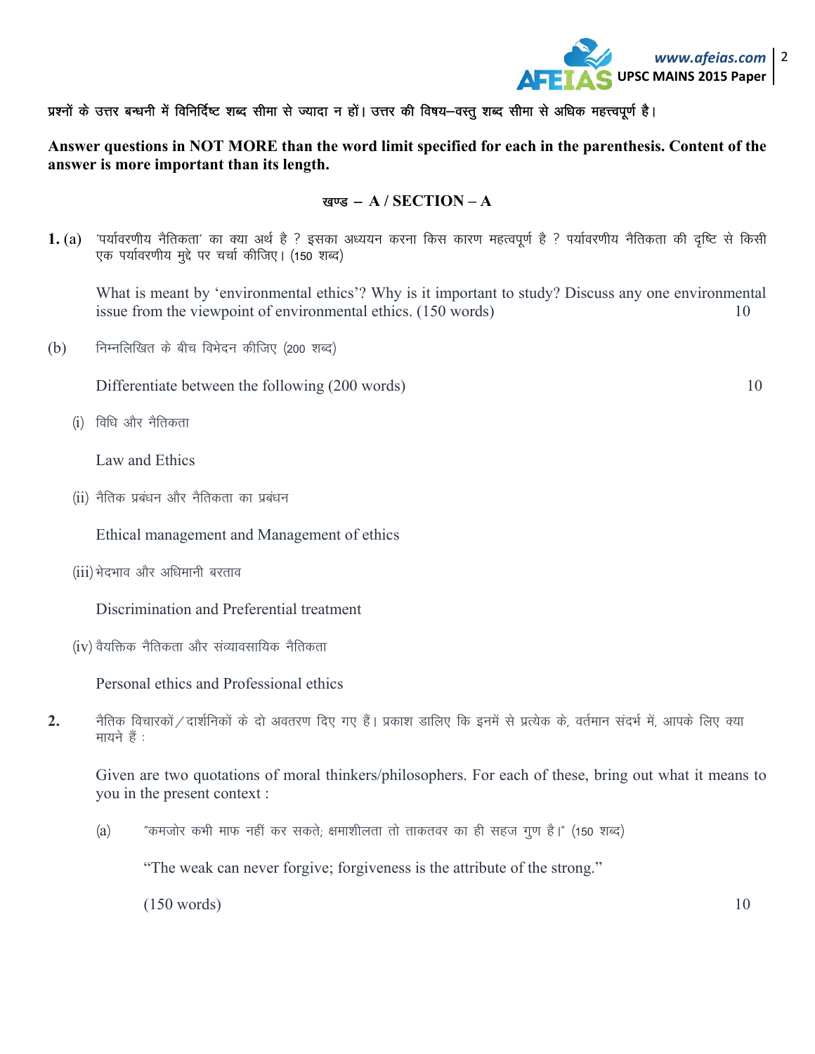**प्रश्नों के उत्तर बन्धनी में विनिर्दिष्ट शब्द सीमा से ज्यादा न हों। उत्तर की विषय–वस्तु शब्द सीमा से अधिक महत्त्वपूर्ण है।**

**Answer questions in NOT MORE than the word limit specified for each in the parenthesis. Content of the answer is more important than its length.**

## खण्ड – A / SECTION – A

**1.** (a) 'पर्यावरणीय नैतिकता' का क्या अर्थ है ? इसका अध्ययन करना किस कारण महत्वपूर्ण है ? पर्यावरणीय नैतिकता की दृष्टि से किसी एक पर्यावरणीय मुद्दे पर चर्चा कीजिए। (150 शब्द)

What is meant by 'environmental ethics'? Why is it important to study? Discuss any one environmental issue from the viewpoint of environmental ethics. (150 words) 10

(b) निम्नलिखित के बीच विभेदन कीजिए (200 शब्द)

Differentiate between the following (200 words) 10

(i) विधि और नैतिकता

Law and Ethics

(ii) नैतिक प्रबंधन और नैतिकता का प्रबंधन

Ethical management and Management of ethics

(iii) भेदभाव और अधिमानी बरताव

Discrimination and Preferential treatment

(iv) वैयक्तिक नैतिकता और संव्यावसायिक नैतिकता

Personal ethics and Professional ethics

**2.** नैतिक विचारकों / दार्शनिकों के दो अवतरण दिए गए हैं। प्रकाश डालिए कि इनमें से प्रत्येक के, वर्तमान संदर्भ में, आपके लिए क्या मायने हैं :

Given are two quotations of moral thinkers/philosophers. For each of these, bring out what it means to you in the present context :

(a) "कमजोर कभी माफ नहीं कर सकते; क्षमाशीलता तो ताकतवर का ही सहज गुण है।" (150 शब्द)

"The weak can never forgive; forgiveness is the attribute of the strong."

(150 words) 10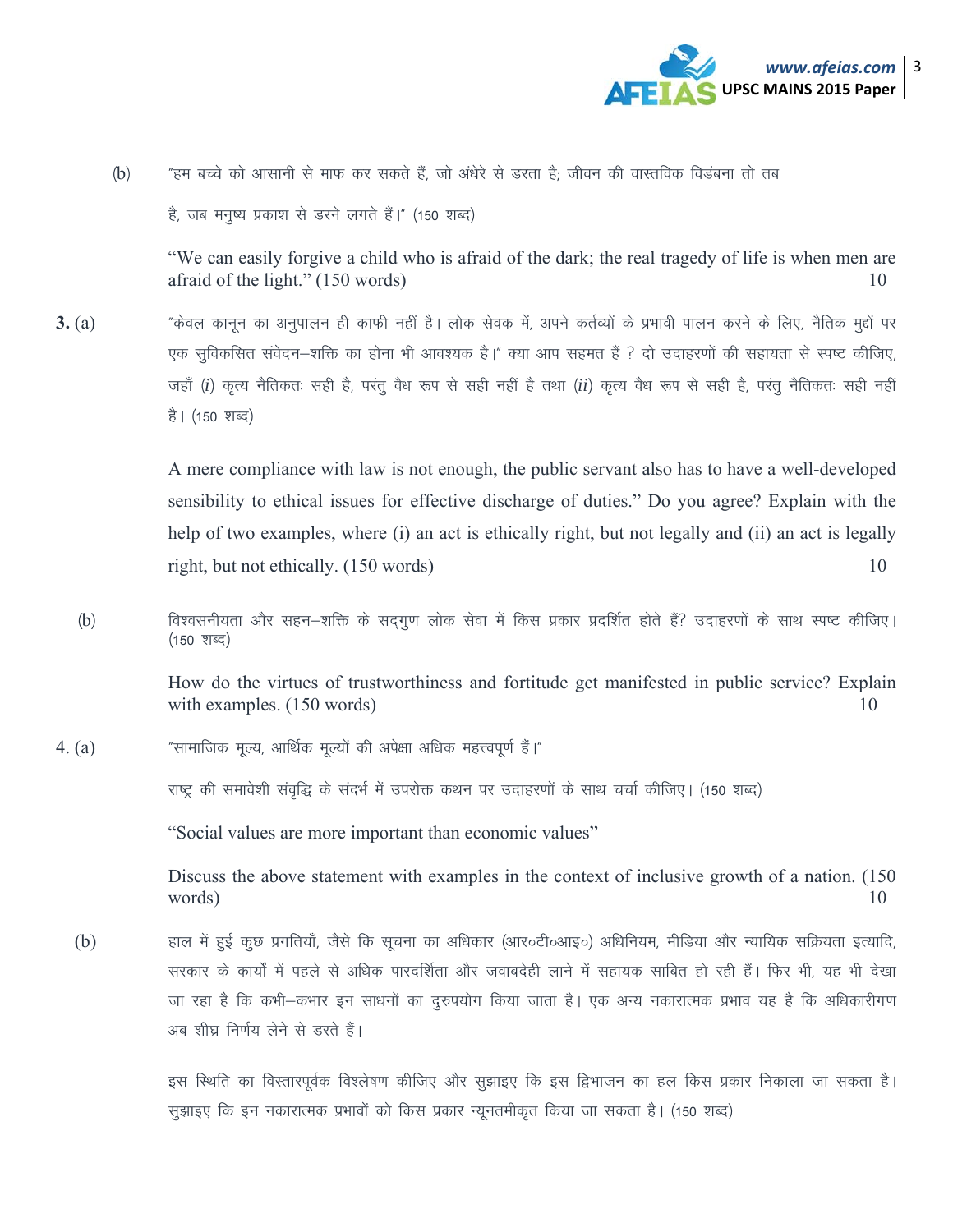(b) "हम बच्चे को आसानी से माफ कर सकते हैं, जो अंधेरे से डरता है; जीवन की वास्तविक विडंबना तो तब है, जब मनुष्य प्रकाश से डरने लगते हैं।" (150 शब्द)

"We can easily forgive a child who is afraid of the dark; the real tragedy of life is when men are afraid of the light." (150 words) 10

**3.** (a) "केवल कानून का अनुपालन ही काफी नहीं है। लोक सेवक में, अपने कर्तव्यों के प्रभावी पालन करने के लिए, नैतिक मुद्दों पर एक सुविकसित संवेदन–शक्ति का होना भी आवश्यक है।" क्या आप सहमत हैं ? दो उदाहरणों की सहायता से स्पष्ट कीजिए, जहाँ (*i*) कृत्य नैतिकतः सही है, परंतु वैध रूप से सही नहीं है तथा (*ii*) कृत्य वैध रूप से सही है, परंतु नैतिकतः सही नहीं है। (150 शब्द)

A mere compliance with law is not enough, the public servant also has to have a well-developed sensibility to ethical issues for effective discharge of duties." Do you agree? Explain with the help of two examples, where (i) an act is ethically right, but not legally and (ii) an act is legally right, but not ethically. (150 words) 10

(b) विश्वसनीयता और सहन–शक्ति के सद्गुण लोक सेवा में किस प्रकार प्रदर्शित होते हैं? उदाहरणों के साथ स्पष्ट कीजिए। (150 शब्द)

How do the virtues of trustworthiness and fortitude get manifested in public service? Explain with examples. (150 words) 10

4. (a) "सामाजिक मूल्य, आर्थिक मूल्यों की अपेक्षा अधिक महत्त्वपूर्ण हैं।"

राष्ट्र की समावेशी संवृद्धि के संदर्भ में उपरोक्त कथन पर उदाहरणों के साथ चर्चा कीजिए। (150 शब्द)

"Social values are more important than economic values"

Discuss the above statement with examples in the context of inclusive growth of a nation. (150 words) 10

(b) हाल में हुई कुछ प्रगतियाँ, जैसे कि सूचना का अधिकार (आर०टी०आइ०) अधिनियम, मीडिया और न्यायिक सक्रियता इत्यादि, सरकार के कार्यों में पहले से अधिक पारदर्शिता और जवाबदेही लाने में सहायक साबित हो रही हैं। फिर भी, यह भी देखा जा रहा है कि कभी–कभार इन साधनों का दुरुपयोग किया जाता है। एक अन्य नकारात्मक प्रभाव यह है कि अधिकारीगण अब शीघ्र निर्णय लेने से डरते हैं।

इस स्थिति का विस्तारपूर्वक विश्लेषण कीजिए और सुझाइए कि इस द्विभाजन का हल किस प्रकार निकाला जा सकता है। सुझाइए कि इन नकारात्मक प्रभावों को किस प्रकार न्यूनतमीकृत किया जा सकता है। (150 शब्द)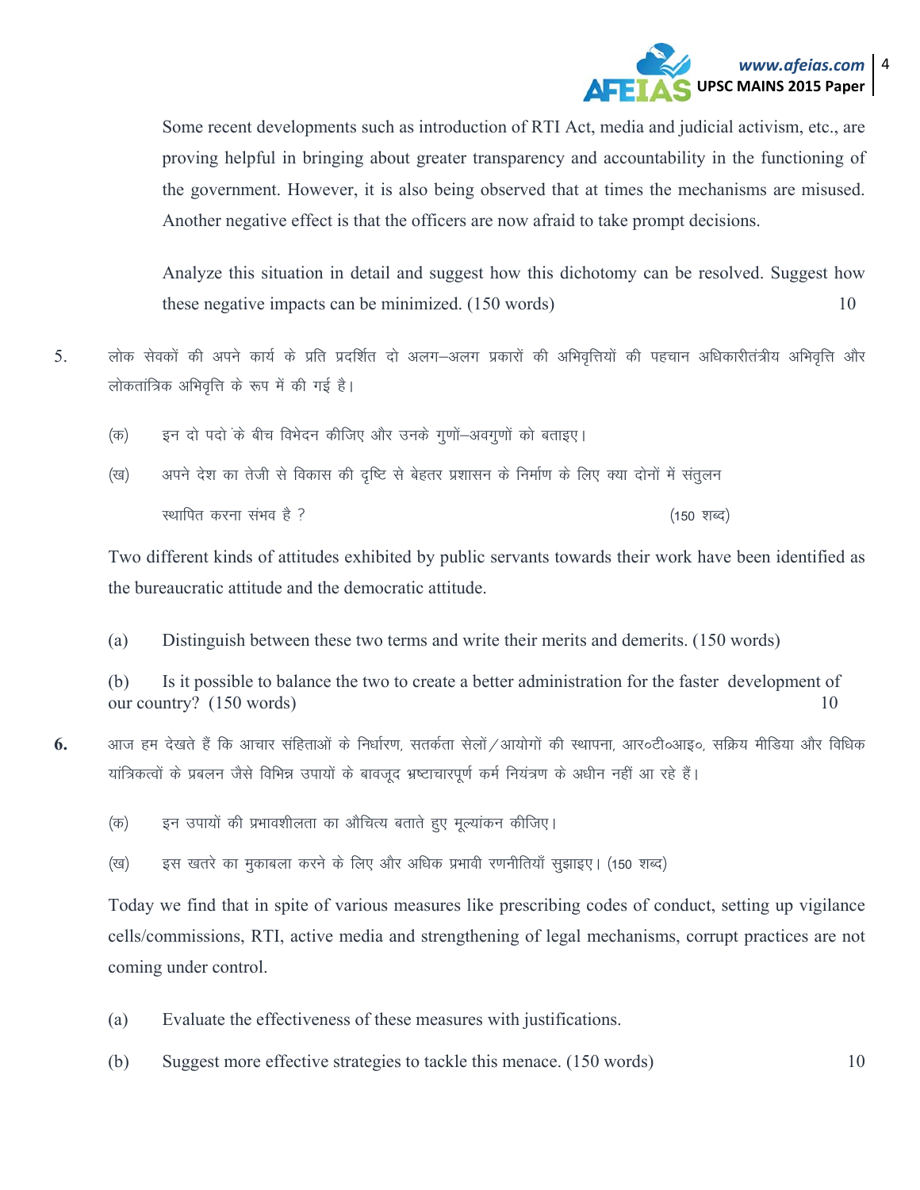Some recent developments such as introduction of RTI Act, media and judicial activism, etc., are proving helpful in bringing about greater transparency and accountability in the functioning of the government. However, it is also being observed that at times the mechanisms are misused. Another negative effect is that the officers are now afraid to take prompt decisions.

Analyze this situation in detail and suggest how this dichotomy can be resolved. Suggest how these negative impacts can be minimized. (150 words) 10

5. लोक सेवकों की अपने कार्य के प्रति प्रदर्शित दो अलग–अलग प्रकारों की अभिवृत्तियों की पहचान अधिकारीतंत्रीय अभिवृत्ति और लोकतांत्रिक अभिवृत्ति के रूप में की गई है।

(क) इन दो पदो के बीच विभेदन कीजिए और उनके गुणों–अवगुणों को बताइए।

(ख) अपने देश का तेजी से विकास की दृष्टि से बेहतर प्रशासन के निर्माण के लिए क्या दोनों में संतुलन स्थापित करना संभव है ? (150 शब्द)

Two different kinds of attitudes exhibited by public servants towards their work have been identified as the bureaucratic attitude and the democratic attitude.

(a) Distinguish between these two terms and write their merits and demerits. (150 words)

(b) Is it possible to balance the two to create a better administration for the faster development of our country? (150 words) 10

6. आज हम देखते हैं कि आचार संहिताओं के निर्धारण, सतर्कता सेलों/आयोगों की स्थापना, आर०टी०आइ०, सक्रिय मीडिया और विधिक यांत्रिकत्वों के प्रबलन जैसे विभिन्न उपायों के बावजूद भ्रष्टाचारपूर्ण कर्म नियंत्रण के अधीन नहीं आ रहे हैं।

(क) इन उपायों की प्रभावशीलता का औचित्य बताते हुए मूल्यांकन कीजिए।

(ख) इस खतरे का मुकाबला करने के लिए और अधिक प्रभावी रणनीतियाँ सुझाइए। (150 शब्द)

Today we find that in spite of various measures like prescribing codes of conduct, setting up vigilance cells/commissions, RTI, active media and strengthening of legal mechanisms, corrupt practices are not coming under control.

(a) Evaluate the effectiveness of these measures with justifications.

(b) Suggest more effective strategies to tackle this menace. (150 words) 10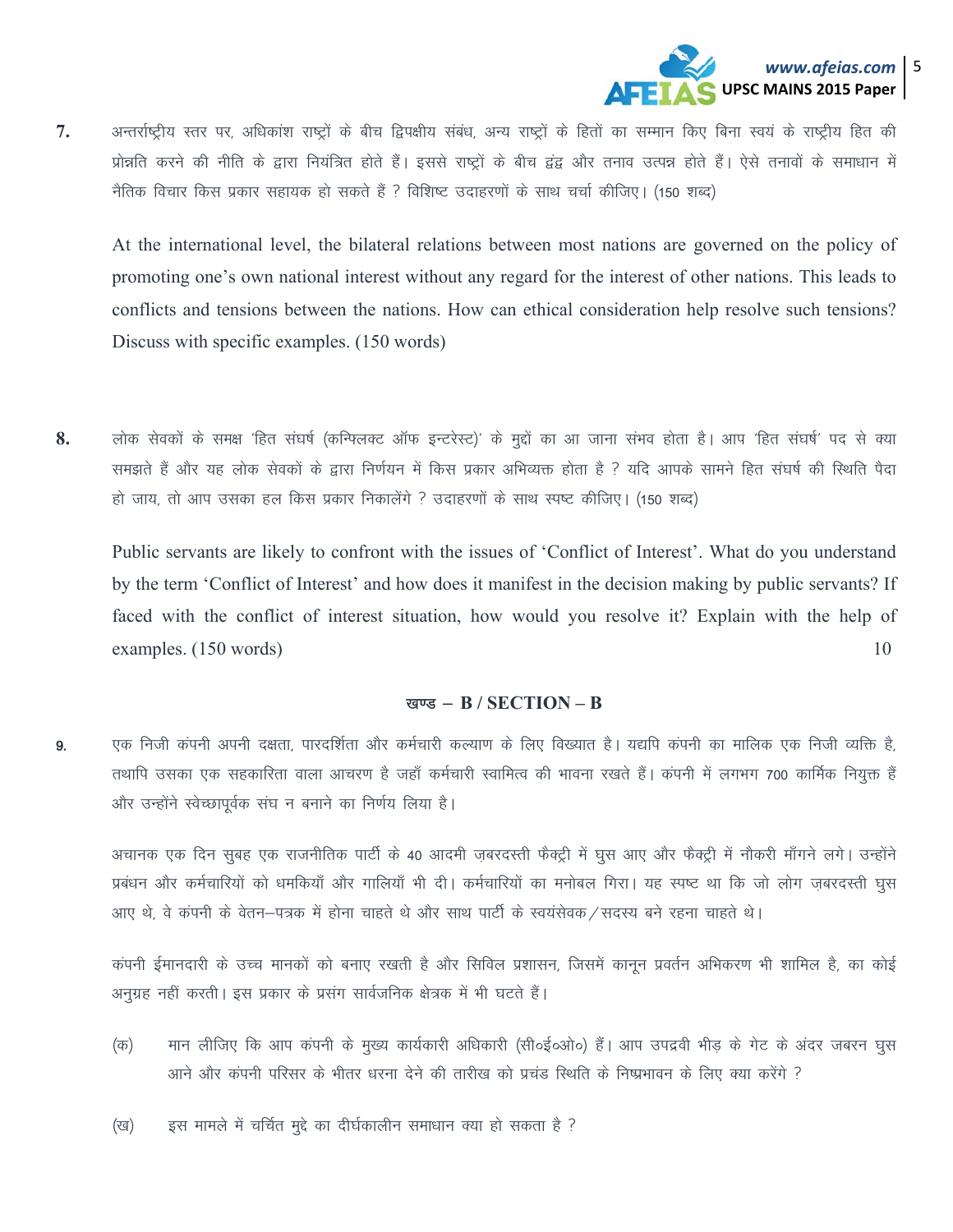7. अन्तर्राष्ट्रीय स्तर पर, अधिकांश राष्ट्रों के बीच द्विपक्षीय संबंध, अन्य राष्ट्रों के हितों का सम्मान किए बिना स्वयं के राष्ट्रीय हित की प्रोन्नति करने की नीति के द्वारा नियंत्रित होते हैं। इससे राष्ट्रों के बीच द्वंद्व और तनाव उत्पन्न होते हैं। ऐसे तनावों के समाधान में नैतिक विचार किस प्रकार सहायक हो सकते हैं ? विशिष्ट उदाहरणों के साथ चर्चा कीजिए। (150 शब्द)

At the international level, the bilateral relations between most nations are governed on the policy of promoting one's own national interest without any regard for the interest of other nations. This leads to conflicts and tensions between the nations. How can ethical consideration help resolve such tensions? Discuss with specific examples. (150 words)

8. लोक सेवकों के समक्ष 'हित संघर्ष (कन्फ्लिक्ट ऑफ इन्टरेस्ट)' के मुद्दों का आ जाना संभव होता है। आप 'हित संघर्ष' पद से क्या समझते हैं और यह लोक सेवकों के द्वारा निर्णयन में किस प्रकार अभिव्यक्त होता है ? यदि आपके सामने हित संघर्ष की स्थिति पैदा हो जाय, तो आप उसका हल किस प्रकार निकालेंगे ? उदाहरणों के साथ स्पष्ट कीजिए। (150 शब्द)

Public servants are likely to confront with the issues of 'Conflict of Interest'. What do you understand by the term 'Conflict of Interest' and how does it manifest in the decision making by public servants? If faced with the conflict of interest situation, how would you resolve it? Explain with the help of examples. (150 words) 10

## खण्ड – B / SECTION – B

9. एक निजी कंपनी अपनी दक्षता, पारदर्शिता और कर्मचारी कल्याण के लिए विख्यात है। यद्यपि कंपनी का मालिक एक निजी व्यक्ति है, तथापि उसका एक सहकारिता वाला आचरण है जहाँ कर्मचारी स्वामित्व की भावना रखते हैं। कंपनी में लगभग 700 कार्मिक नियुक्त हैं और उन्होंने स्वेच्छापूर्वक संघ न बनाने का निर्णय लिया है।

अचानक एक दिन सुबह एक राजनीतिक पार्टी के 40 आदमी ज़बरदस्ती फैक्ट्री में घुस आए और फैक्ट्री में नौकरी माँगने लगे। उन्होंने प्रबंधन और कर्मचारियों को धमकियाँ और गालियाँ भी दी। कर्मचारियों का मनोबल गिरा। यह स्पष्ट था कि जो लोग ज़बरदस्ती घुस आए थे, वे कंपनी के वेतन–पत्रक में होना चाहते थे और साथ पार्टी के स्वयंसेवक/सदस्य बने रहना चाहते थे।

कंपनी ईमानदारी के उच्च मानकों को बनाए रखती है और सिविल प्रशासन, जिसमें कानून प्रवर्तन अभिकरण भी शामिल है, का कोई अनुग्रह नहीं करती। इस प्रकार के प्रसंग सार्वजनिक क्षेत्रक में भी घटते हैं।

(क) मान लीजिए कि आप कंपनी के मुख्य कार्यकारी अधिकारी (सी०ई०ओ०) हैं। आप उपद्रवी भीड़ के गेट के अंदर जबरन घुस आने और कंपनी परिसर के भीतर धरना देने की तारीख को प्रचंड स्थिति के निष्प्रभावन के लिए क्या करेंगे ?

(ख) इस मामले में चर्चित मुद्दे का दीर्घकालीन समाधान क्या हो सकता है ?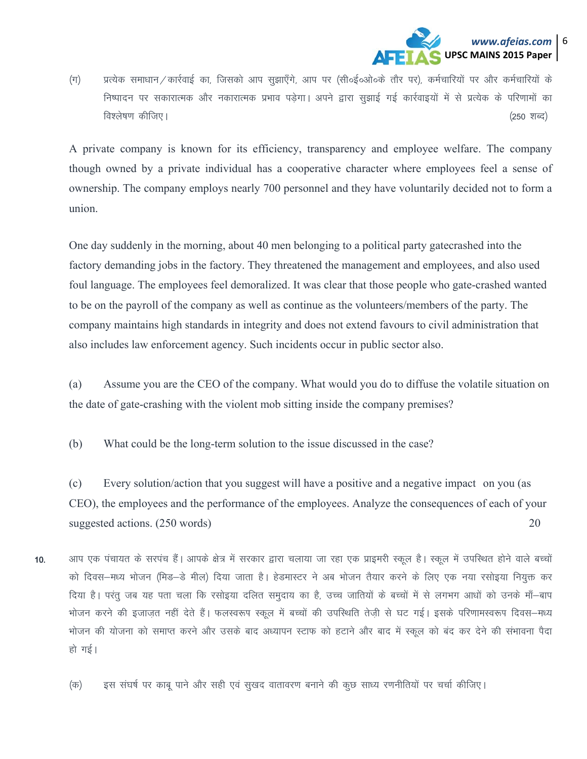(ग) प्रत्येक समाधान/कार्रवाई का, जिसको आप सुझाएँगे, आप पर (सी०ई०ओ०के तौर पर), कर्मचारियों पर और कर्मचारियों के निष्पादन पर सकारात्मक और नकारात्मक प्रभाव पड़ेगा। अपने द्वारा सुझाई गई कार्रवाइयों में से प्रत्येक के परिणामों का विश्लेषण कीजिए। (250 शब्द)

A private company is known for its efficiency, transparency and employee welfare. The company though owned by a private individual has a cooperative character where employees feel a sense of ownership. The company employs nearly 700 personnel and they have voluntarily decided not to form a union.

One day suddenly in the morning, about 40 men belonging to a political party gatecrashed into the factory demanding jobs in the factory. They threatened the management and employees, and also used foul language. The employees feel demoralized. It was clear that those people who gate-crashed wanted to be on the payroll of the company as well as continue as the volunteers/members of the party. The company maintains high standards in integrity and does not extend favours to civil administration that also includes law enforcement agency. Such incidents occur in public sector also.

(a) Assume you are the CEO of the company. What would you do to diffuse the volatile situation on the date of gate-crashing with the violent mob sitting inside the company premises?

(b) What could be the long-term solution to the issue discussed in the case?

(c) Every solution/action that you suggest will have a positive and a negative impact on you (as CEO), the employees and the performance of the employees. Analyze the consequences of each of your suggested actions. (250 words) 20

**10.** आप एक पंचायत के सरपंच हैं। आपके क्षेत्र में सरकार द्वारा चलाया जा रहा एक प्राइमरी स्कूल है। स्कूल में उपस्थित होने वाले बच्चों को दिवस–मध्य भोजन (मिड–डे मील) दिया जाता है। हेडमास्टर ने अब भोजन तैयार करने के लिए एक नया रसोइया नियुक्त कर दिया है। परंतु जब यह पता चला कि रसोइया दलित समुदाय का है, उच्च जातियों के बच्चों में से लगभग आधों को उनके माँ–बाप भोजन करने की इजाज़त नहीं देते हैं। फलस्वरूप स्कूल में बच्चों की उपस्थिति तेज़ी से घट गई। इसके परिणामस्वरूप दिवस–मध्य भोजन की योजना को समाप्त करने और उसके बाद अध्यापन स्टाफ को हटाने और बाद में स्कूल को बंद कर देने की संभावना पैदा हो गई।

(क) इस संघर्ष पर काबू पाने और सही एवं सुखद वातावरण बनाने की कुछ साध्य रणनीतियों पर चर्चा कीजिए।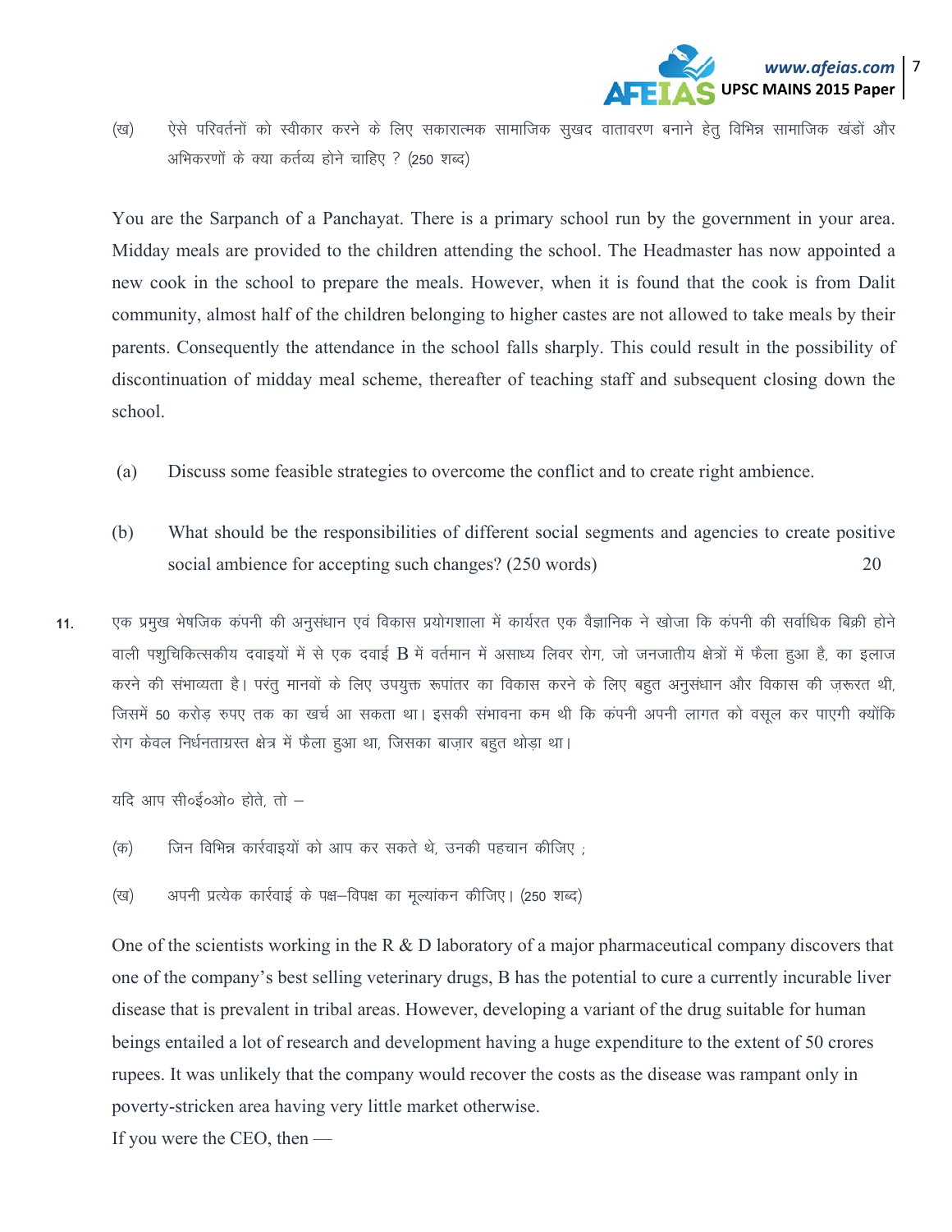(ख) ऐसे परिवर्तनों को स्वीकार करने के लिए सकारात्मक सामाजिक सुखद वातावरण बनाने हेतु विभिन्न सामाजिक खंडों और अभिकरणों के क्या कर्तव्य होने चाहिए ? (250 शब्द)

You are the Sarpanch of a Panchayat. There is a primary school run by the government in your area. Midday meals are provided to the children attending the school. The Headmaster has now appointed a new cook in the school to prepare the meals. However, when it is found that the cook is from Dalit community, almost half of the children belonging to higher castes are not allowed to take meals by their parents. Consequently the attendance in the school falls sharply. This could result in the possibility of discontinuation of midday meal scheme, thereafter of teaching staff and subsequent closing down the school.

(a) Discuss some feasible strategies to overcome the conflict and to create right ambience.

(b) What should be the responsibilities of different social segments and agencies to create positive social ambience for accepting such changes? (250 words) 20

11. एक प्रमुख भेषजिक कंपनी की अनुसंधान एवं विकास प्रयोगशाला में कार्यरत एक वैज्ञानिक ने खोजा कि कंपनी की सर्वाधिक बिक्री होने वाली पशुचिकित्सकीय दवाइयों में से एक दवाई B में वर्तमान में असाध्य लिवर रोग, जो जनजातीय क्षेत्रों में फैला हुआ है, का इलाज करने की संभाव्यता है। परंतु मानवों के लिए उपयुक्त रूपांतर का विकास करने के लिए बहुत अनुसंधान और विकास की ज़रूरत थी, जिसमें 50 करोड़ रुपए तक का खर्च आ सकता था। इसकी संभावना कम थी कि कंपनी अपनी लागत को वसूल कर पाएगी क्योंकि रोग केवल निर्धनताग्रस्त क्षेत्र में फैला हुआ था, जिसका बाज़ार बहुत थोड़ा था।

यदि आप सी०ई०ओ० होते, तो –

(क) जिन विभिन्न कार्रवाइयों को आप कर सकते थे, उनकी पहचान कीजिए ;

(ख) अपनी प्रत्येक कार्रवाई के पक्ष–विपक्ष का मूल्यांकन कीजिए। (250 शब्द)

One of the scientists working in the R & D laboratory of a major pharmaceutical company discovers that one of the company's best selling veterinary drugs, B has the potential to cure a currently incurable liver disease that is prevalent in tribal areas. However, developing a variant of the drug suitable for human beings entailed a lot of research and development having a huge expenditure to the extent of 50 crores rupees. It was unlikely that the company would recover the costs as the disease was rampant only in poverty-stricken area having very little market otherwise.

If you were the CEO, then —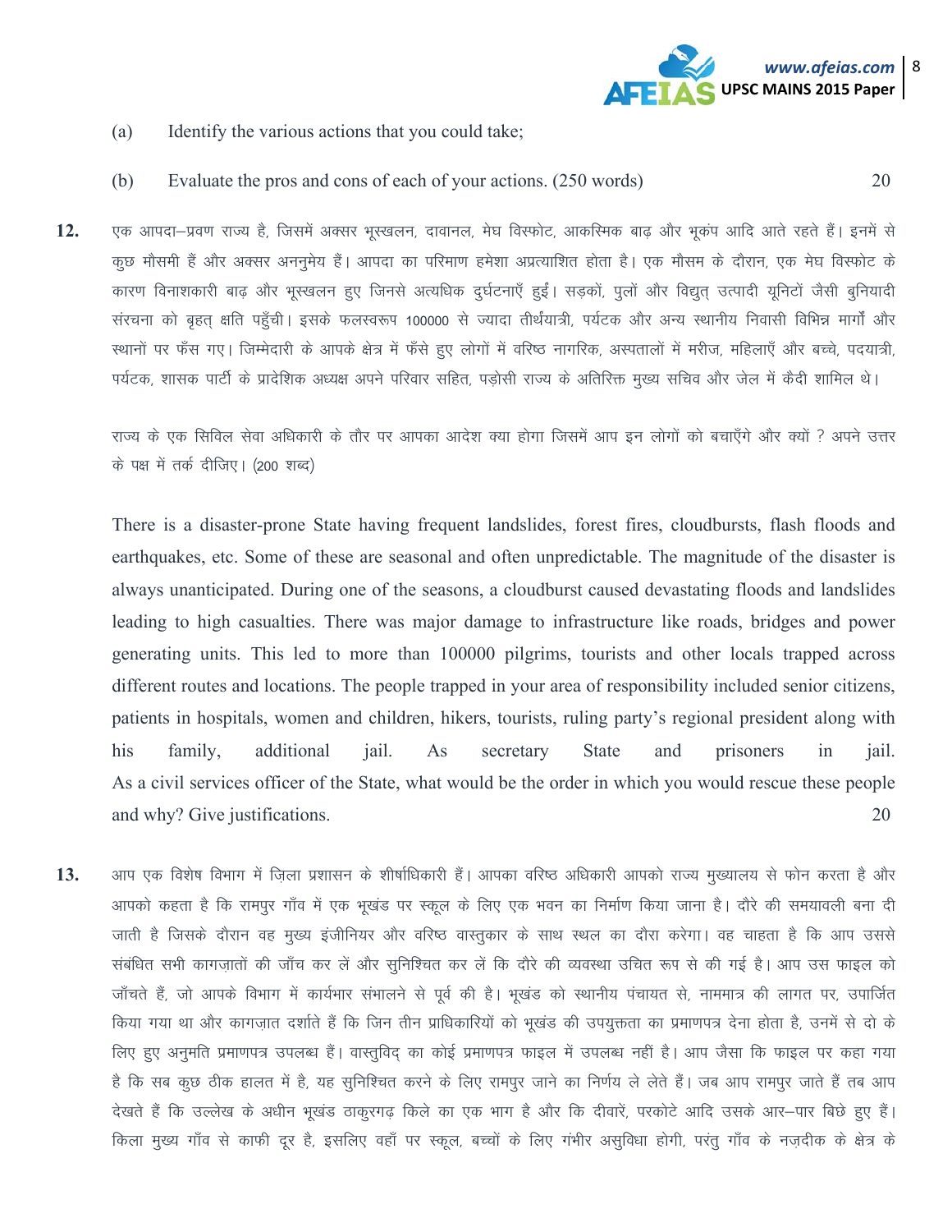(a) Identify the various actions that you could take;

(b) Evaluate the pros and cons of each of your actions. (250 words) 20

**12.** एक आपदा–प्रवण राज्य है, जिसमें अक्सर भूस्खलन, दावानल, मेघ विस्फोट, आकस्मिक बाढ़ और भूकंप आदि आते रहते हैं। इनमें से कुछ मौसमी हैं और अक्सर अननुमेय हैं। आपदा का परिमाण हमेशा अप्रत्याशित होता है। एक मौसम के दौरान, एक मेघ विस्फोट के कारण विनाशकारी बाढ़ और भूस्खलन हुए जिनसे अत्यधिक दुर्घटनाएँ हुईं। सड़कों, पुलों और विद्युत् उत्पादी यूनिटों जैसी बुनियादी संरचना को बृहत् क्षति पहुँची। इसके फलस्वरूप 100000 से ज्यादा तीर्थयात्री, पर्यटक और अन्य स्थानीय निवासी विभिन्न मार्गों और स्थानों पर फँस गए। जिम्मेदारी के आपके क्षेत्र में फँसे हुए लोगों में वरिष्ठ नागरिक, अस्पतालों में मरीज, महिलाएँ और बच्चे, पदयात्री, पर्यटक, शासक पार्टी के प्रादेशिक अध्यक्ष अपने परिवार सहित, पड़ोसी राज्य के अतिरिक्त मुख्य सचिव और जेल में कैदी शामिल थे।

राज्य के एक सिविल सेवा अधिकारी के तौर पर आपका आदेश क्या होगा जिसमें आप इन लोगों को बचाएँगे और क्यों ? अपने उत्तर के पक्ष में तर्क दीजिए। (200 शब्द)

There is a disaster-prone State having frequent landslides, forest fires, cloudbursts, flash floods and earthquakes, etc. Some of these are seasonal and often unpredictable. The magnitude of the disaster is always unanticipated. During one of the seasons, a cloudburst caused devastating floods and landslides leading to high casualties. There was major damage to infrastructure like roads, bridges and power generating units. This led to more than 100000 pilgrims, tourists and other locals trapped across different routes and locations. The people trapped in your area of responsibility included senior citizens, patients in hospitals, women and children, hikers, tourists, ruling party's regional president along with his family, additional jail. As secretary State and prisoners in jail. As a civil services officer of the State, what would be the order in which you would rescue these people and why? Give justifications. 20

**13.** आप एक विशेष विभाग में ज़िला प्रशासन के शीर्षाधिकारी हैं। आपका वरिष्ठ अधिकारी आपको राज्य मुख्यालय से फोन करता है और आपको कहता है कि रामपुर गाँव में एक भूखंड पर स्कूल के लिए एक भवन का निर्माण किया जाना है। दौरे की समयावली बना दी जाती है जिसके दौरान वह मुख्य इंजीनियर और वरिष्ठ वास्तुकार के साथ स्थल का दौरा करेगा। वह चाहता है कि आप उससे संबंधित सभी कागज़ातों की जाँच कर लें और सुनिश्चित कर लें कि दौरे की व्यवस्था उचित रूप से की गई है। आप उस फाइल को जाँचते हैं, जो आपके विभाग में कार्यभार संभालने से पूर्व की है। भूखंड को स्थानीय पंचायत से, नाममात्र की लागत पर, उपार्जित किया गया था और कागज़ात दर्शाते हैं कि जिन तीन प्राधिकारियों को भूखंड की उपयुक्तता का प्रमाणपत्र देना होता है, उनमें से दो के लिए हुए अनुमति प्रमाणपत्र उपलब्ध हैं। वास्तुविद् का कोई प्रमाणपत्र फाइल में उपलब्ध नहीं है। आप जैसा कि फाइल पर कहा गया है कि सब कुछ ठीक हालत में है, यह सुनिश्चित करने के लिए रामपुर जाने का निर्णय ले लेते हैं। जब आप रामपुर जाते हैं तब आप देखते हैं कि उल्लेख के अधीन भूखंड ठाकुरगढ़ किले का एक भाग है और कि दीवारें, परकोटे आदि उसके आर–पार बिछे हुए हैं। किला मुख्य गाँव से काफी दूर है, इसलिए वहाँ पर स्कूल, बच्चों के लिए गंभीर असुविधा होगी, परंतु गाँव के नज़दीक के क्षेत्र के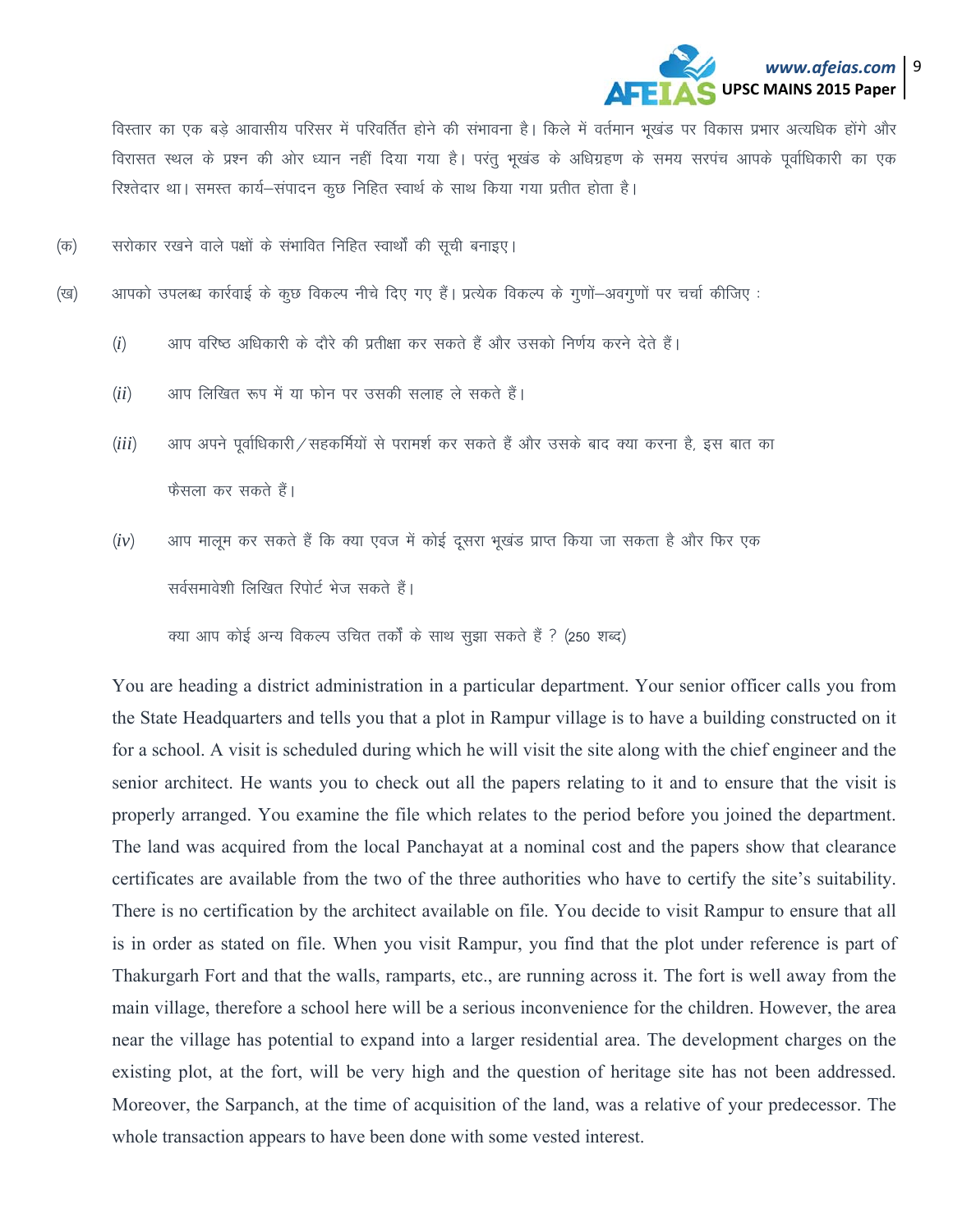विस्तार का एक बड़े आवासीय परिसर में परिवर्तित होने की संभावना है। किले में वर्तमान भूखंड पर विकास प्रभार अत्यधिक होंगे और विरासत स्थल के प्रश्न की ओर ध्यान नहीं दिया गया है। परंतु भूखंड के अधिग्रहण के समय सरपंच आपके पूर्वाधिकारी का एक रिश्तेदार था। समस्त कार्य–संपादन कुछ निहित स्वार्थ के साथ किया गया प्रतीत होता है।

(क) सरोकार रखने वाले पक्षों के संभावित निहित स्वार्थों की सूची बनाइए।

(ख) आपको उपलब्ध कार्रवाई के कुछ विकल्प नीचे दिए गए हैं। प्रत्येक विकल्प के गुणों–अवगुणों पर चर्चा कीजिए :

(*i*) आप वरिष्ठ अधिकारी के दौरे की प्रतीक्षा कर सकते हैं और उसको निर्णय करने देते हैं।

(*ii*) आप लिखित रूप में या फोन पर उसकी सलाह ले सकते हैं।

(*iii*) आप अपने पूर्वाधिकारी / सहकर्मियों से परामर्श कर सकते हैं और उसके बाद क्या करना है, इस बात का फैसला कर सकते हैं।

(*iv*) आप मालूम कर सकते हैं कि क्या एवज में कोई दूसरा भूखंड प्राप्त किया जा सकता है और फिर एक सर्वसमावेशी लिखित रिपोर्ट भेज सकते हैं।

क्या आप कोई अन्य विकल्प उचित तर्कों के साथ सुझा सकते हैं ? (250 शब्द)

You are heading a district administration in a particular department. Your senior officer calls you from the State Headquarters and tells you that a plot in Rampur village is to have a building constructed on it for a school. A visit is scheduled during which he will visit the site along with the chief engineer and the senior architect. He wants you to check out all the papers relating to it and to ensure that the visit is properly arranged. You examine the file which relates to the period before you joined the department. The land was acquired from the local Panchayat at a nominal cost and the papers show that clearance certificates are available from the two of the three authorities who have to certify the site's suitability. There is no certification by the architect available on file. You decide to visit Rampur to ensure that all is in order as stated on file. When you visit Rampur, you find that the plot under reference is part of Thakurgarh Fort and that the walls, ramparts, etc., are running across it. The fort is well away from the main village, therefore a school here will be a serious inconvenience for the children. However, the area near the village has potential to expand into a larger residential area. The development charges on the existing plot, at the fort, will be very high and the question of heritage site has not been addressed. Moreover, the Sarpanch, at the time of acquisition of the land, was a relative of your predecessor. The whole transaction appears to have been done with some vested interest.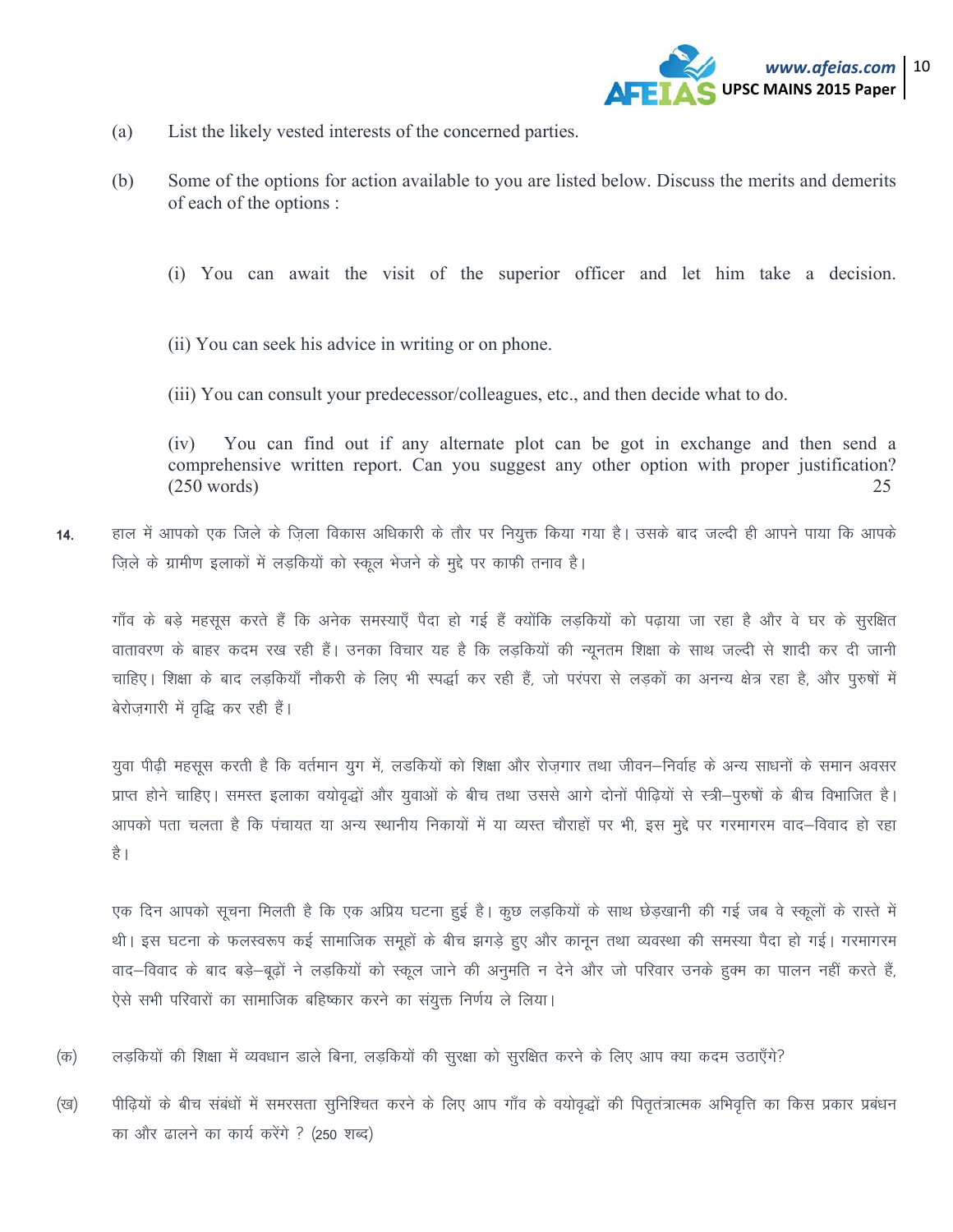(a) List the likely vested interests of the concerned parties.

(b) Some of the options for action available to you are listed below. Discuss the merits and demerits of each of the options :

(i) You can await the visit of the superior officer and let him take a decision.

(ii) You can seek his advice in writing or on phone.

(iii) You can consult your predecessor/colleagues, etc., and then decide what to do.

(iv) You can find out if any alternate plot can be got in exchange and then send a comprehensive written report. Can you suggest any other option with proper justification? (250 words) 25

**14.** हाल में आपको एक जिले के ज़िला विकास अधिकारी के तौर पर नियुक्त किया गया है। उसके बाद जल्दी ही आपने पाया कि आपके ज़िले के ग्रामीण इलाकों में लड़कियों को स्कूल भेजने के मुद्दे पर काफी तनाव है।

गाँव के बड़े महसूस करते हैं कि अनेक समस्याएँ पैदा हो गई हैं क्योंकि लड़कियों को पढ़ाया जा रहा है और वे घर के सुरक्षित वातावरण के बाहर कदम रख रही हैं। उनका विचार यह है कि लड़कियों की न्यूनतम शिक्षा के साथ जल्दी से शादी कर दी जानी चाहिए। शिक्षा के बाद लड़कियाँ नौकरी के लिए भी स्पर्द्धा कर रही हैं, जो परंपरा से लड़कों का अनन्य क्षेत्र रहा है, और पुरुषों में बेरोज़गारी में वृद्धि कर रही हैं।

युवा पीढ़ी महसूस करती है कि वर्तमान युग में, लडकियों को शिक्षा और रोज़गार तथा जीवन–निर्वाह के अन्य साधनों के समान अवसर प्राप्त होने चाहिए। समस्त इलाका वयोवृद्धों और युवाओं के बीच तथा उससे आगे दोनों पीढ़ियों से स्त्री–पुरुषों के बीच विभाजित है। आपको पता चलता है कि पंचायत या अन्य स्थानीय निकायों में या व्यस्त चौराहों पर भी, इस मुद्दे पर गरमागरम वाद–विवाद हो रहा है।

एक दिन आपको सूचना मिलती है कि एक अप्रिय घटना हुई है। कुछ लड़कियों के साथ छेड़खानी की गई जब वे स्कूलों के रास्ते में थी। इस घटना के फलस्वरूप कई सामाजिक समूहों के बीच झगड़े हुए और कानून तथा व्यवस्था की समस्या पैदा हो गई। गरमागरम वाद–विवाद के बाद बड़े–बूढ़ों ने लड़कियों को स्कूल जाने की अनुमति न देने और जो परिवार उनके हुक्म का पालन नहीं करते हैं, ऐसे सभी परिवारों का सामाजिक बहिष्कार करने का संयुक्त निर्णय ले लिया।

(क) लड़कियों की शिक्षा में व्यवधान डाले बिना, लड़कियों की सुरक्षा को सुरक्षित करने के लिए आप क्या कदम उठाएँगे?

(ख) पीढ़ियों के बीच संबंधों में समरसता सुनिश्चित करने के लिए आप गाँव के वयोवृद्धों की पितृतंत्रात्मक अभिवृत्ति का किस प्रकार प्रबंधन का और ढालने का कार्य करेंगे ? (250 शब्द)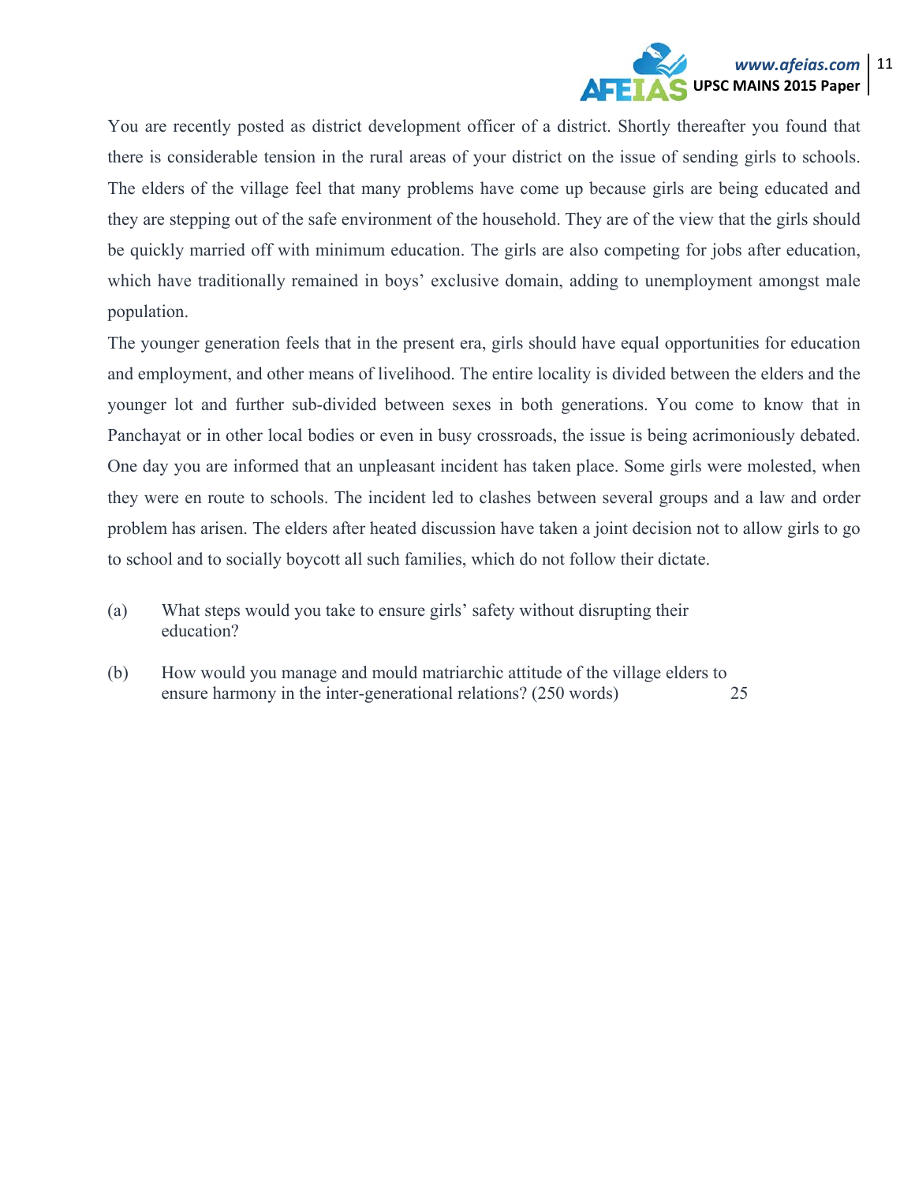You are recently posted as district development officer of a district. Shortly thereafter you found that there is considerable tension in the rural areas of your district on the issue of sending girls to schools. The elders of the village feel that many problems have come up because girls are being educated and they are stepping out of the safe environment of the household. They are of the view that the girls should be quickly married off with minimum education. The girls are also competing for jobs after education, which have traditionally remained in boys' exclusive domain, adding to unemployment amongst male population.

The younger generation feels that in the present era, girls should have equal opportunities for education and employment, and other means of livelihood. The entire locality is divided between the elders and the younger lot and further sub-divided between sexes in both generations. You come to know that in Panchayat or in other local bodies or even in busy crossroads, the issue is being acrimoniously debated. One day you are informed that an unpleasant incident has taken place. Some girls were molested, when they were en route to schools. The incident led to clashes between several groups and a law and order problem has arisen. The elders after heated discussion have taken a joint decision not to allow girls to go to school and to socially boycott all such families, which do not follow their dictate.

(a) What steps would you take to ensure girls' safety without disrupting their education?

(b) How would you manage and mould matriarchic attitude of the village elders to ensure harmony in the inter-generational relations? (250 words) 25